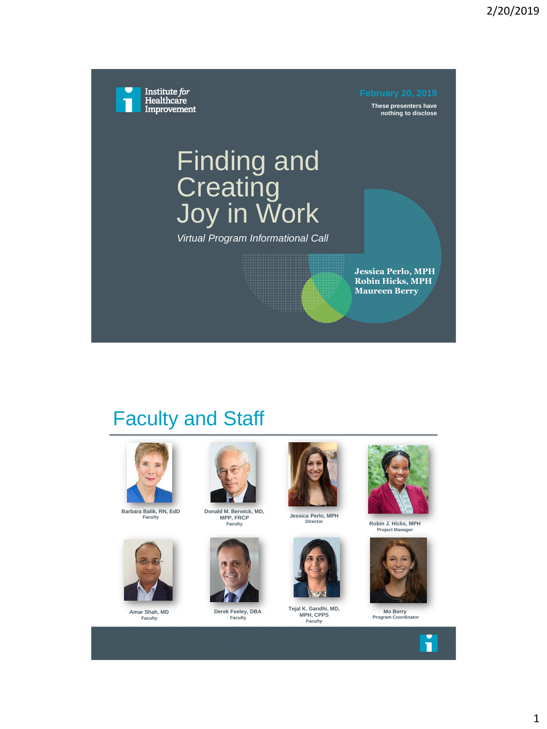Institute *for* Healthcare Improvement

**February 20, 2019**

**These presenters have nothing to disclose**

# Finding and Creating Joy in Work

*Virtual Program Informational Call*

**Jessica Perlo, MPH**
**Robin Hicks, MPH**
**Maureen Berry**

## Faculty and Staff

**Barbara Balik, RN, EdD**
Faculty

**Donald M. Berwick, MD, MPP, FRCP**
Faculty

**Jessica Perlo, MPH**
Director

**Robin J. Hicks, MPH**
Project Manager

**Amar Shah, MD**
Faculty

**Derek Feeley, DBA**
Faculty

**Tejal K. Gandhi, MD, MPH, CPPS**
Faculty

**Mo Berry**
Program Coordinator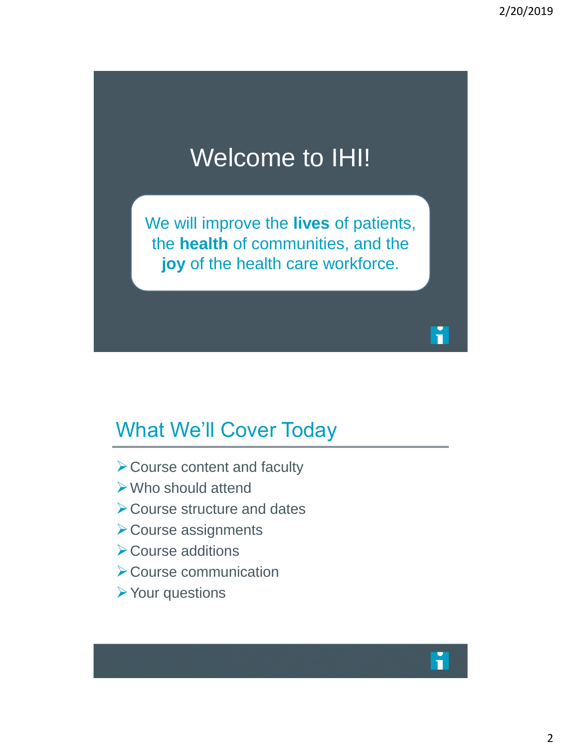# Welcome to IHI!

We will improve the **lives** of patients, the **health** of communities, and the **joy** of the health care workforce.

## What We'll Cover Today

- Course content and faculty
- Who should attend
- Course structure and dates
- Course assignments
- Course additions
- Course communication
- Your questions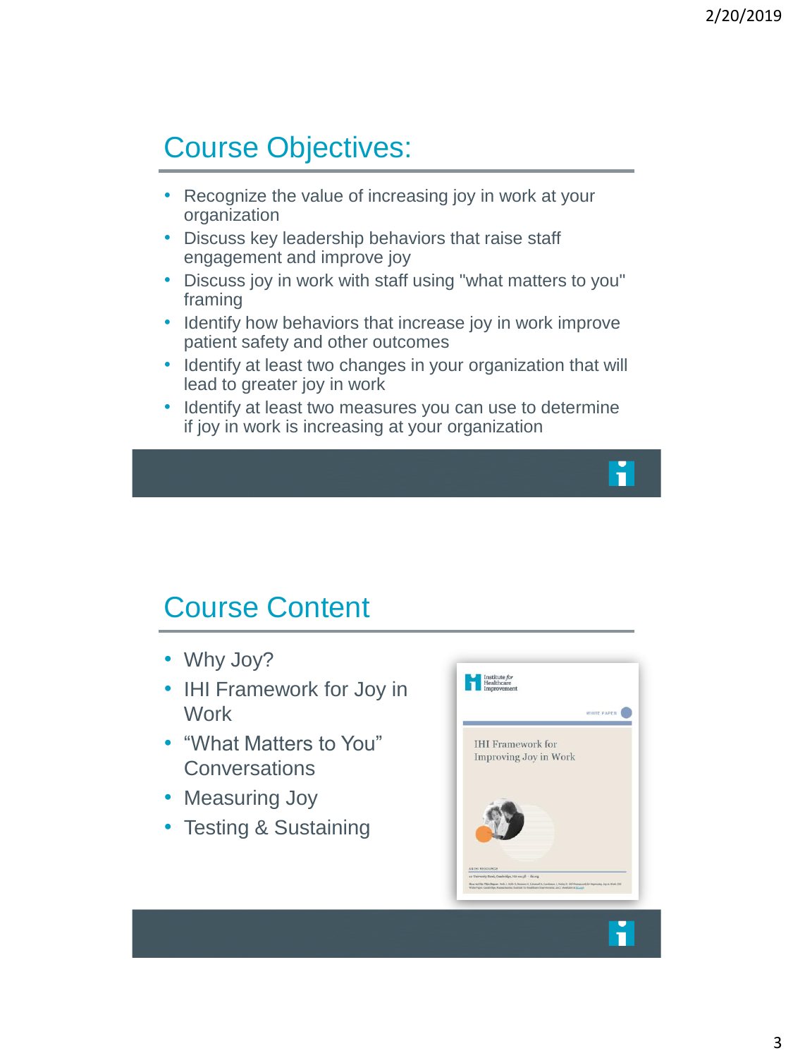## Course Objectives:

- Recognize the value of increasing joy in work at your organization
- Discuss key leadership behaviors that raise staff engagement and improve joy
- Discuss joy in work with staff using "what matters to you" framing
- Identify how behaviors that increase joy in work improve patient safety and other outcomes
- Identify at least two changes in your organization that will lead to greater joy in work
- Identify at least two measures you can use to determine if joy in work is increasing at your organization

## Course Content

- Why Joy?
- IHI Framework for Joy in Work
- "What Matters to You" Conversations
- Measuring Joy
- Testing & Sustaining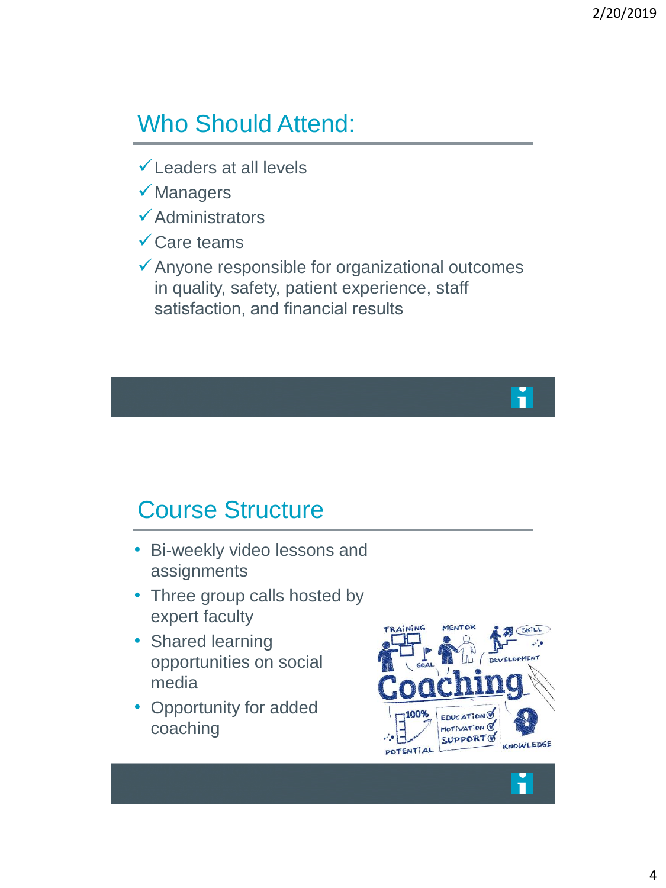## Who Should Attend:

- ✓ Leaders at all levels
- ✓ Managers
- ✓ Administrators
- ✓ Care teams
- ✓ Anyone responsible for organizational outcomes in quality, safety, patient experience, staff satisfaction, and financial results

## Course Structure

- Bi-weekly video lessons and assignments
- Three group calls hosted by expert faculty
- Shared learning opportunities on social media
- Opportunity for added coaching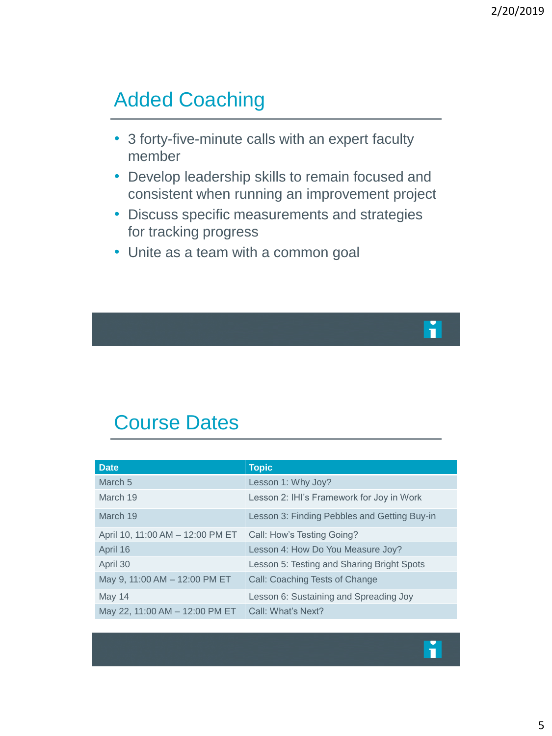## Added Coaching

- 3 forty-five-minute calls with an expert faculty member
- Develop leadership skills to remain focused and consistent when running an improvement project
- Discuss specific measurements and strategies for tracking progress
- Unite as a team with a common goal

## Course Dates

| Date | Topic |
| --- | --- |
| March 5 | Lesson 1: Why Joy? |
| March 19 | Lesson 2: IHI's Framework for Joy in Work |
| March 19 | Lesson 3: Finding Pebbles and Getting Buy-in |
| April 10, 11:00 AM – 12:00 PM ET | Call: How's Testing Going? |
| April 16 | Lesson 4: How Do You Measure Joy? |
| April 30 | Lesson 5: Testing and Sharing Bright Spots |
| May 9, 11:00 AM – 12:00 PM ET | Call: Coaching Tests of Change |
| May 14 | Lesson 6: Sustaining and Spreading Joy |
| May 22, 11:00 AM – 12:00 PM ET | Call: What's Next? |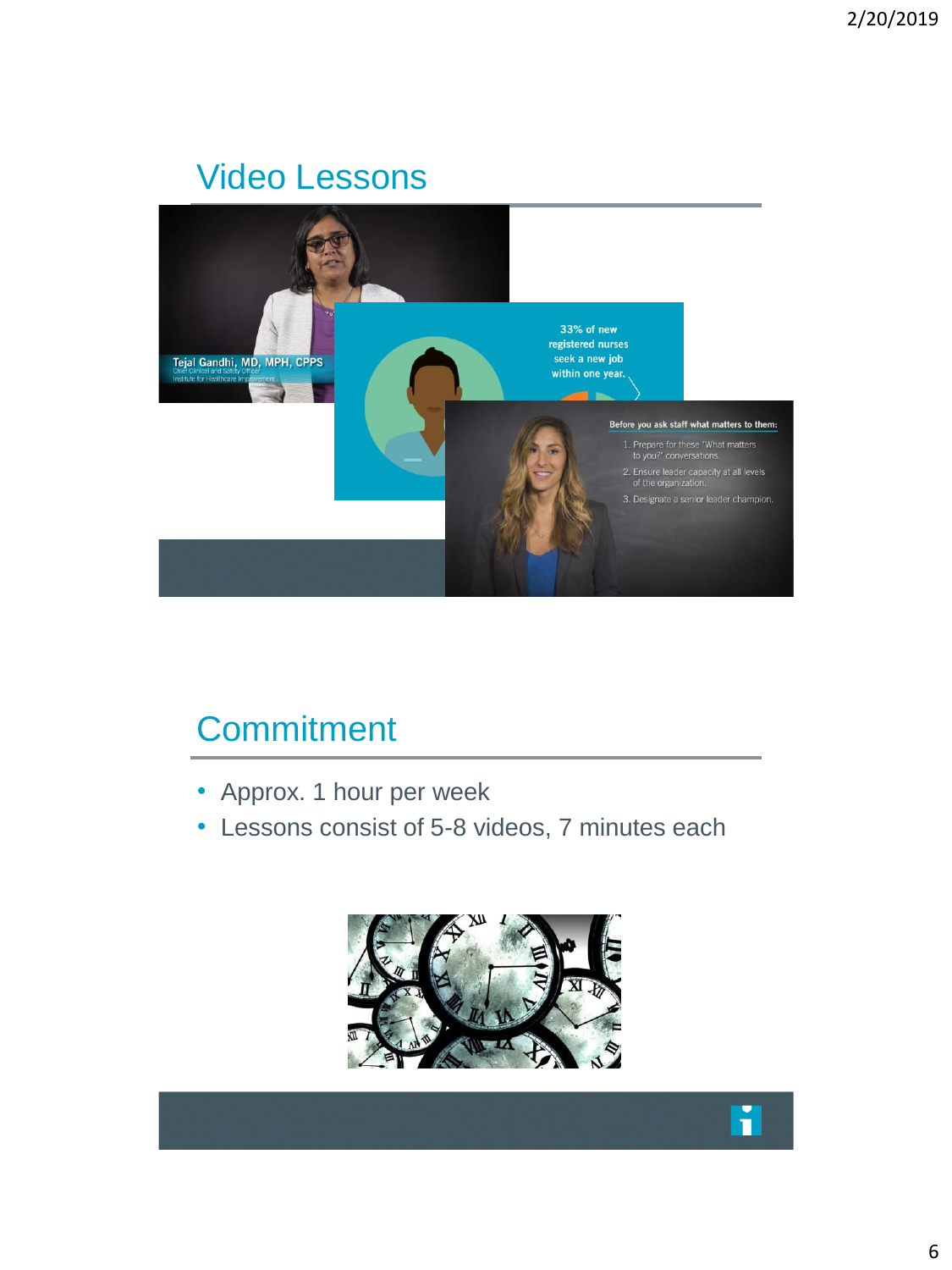## Video Lessons

## Commitment

- Approx. 1 hour per week
- Lessons consist of 5-8 videos, 7 minutes each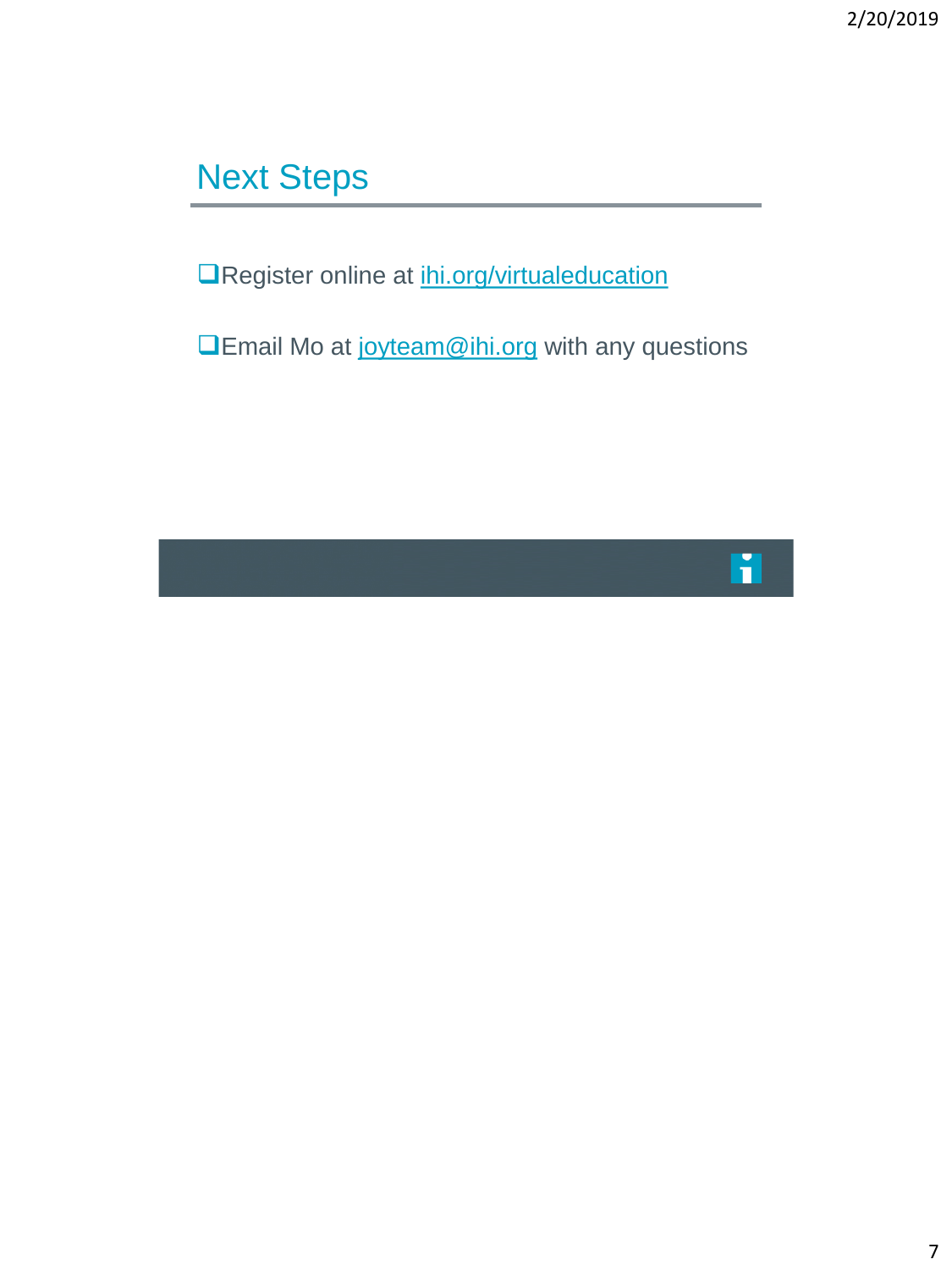## Next Steps

- ❑Register online at ihi.org/virtualeducation
- ❑Email Mo at joyteam@ihi.org with any questions